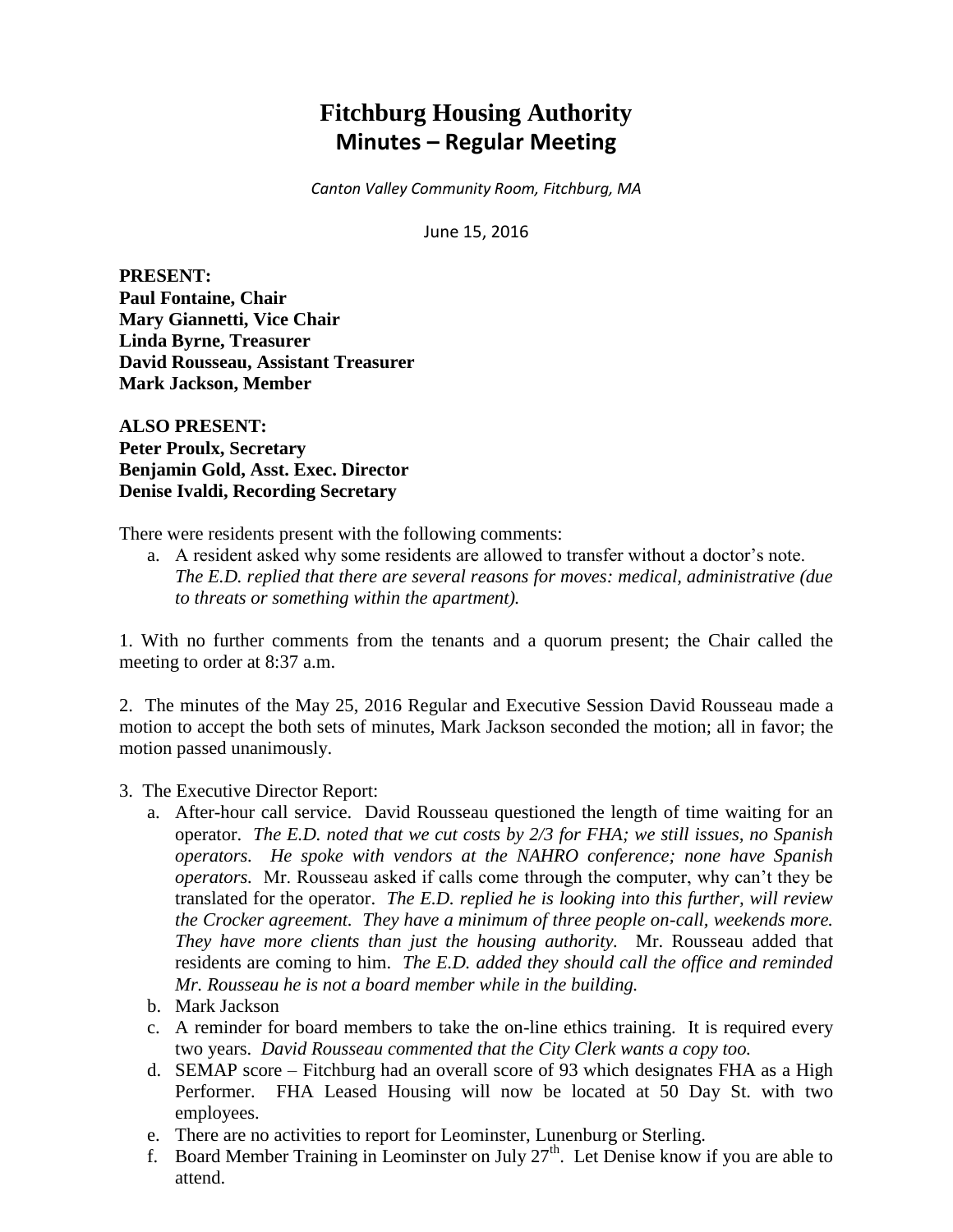# Fitchburg Housing Authority
## Minutes – Regular Meeting

*Canton Valley Community Room, Fitchburg, MA*

June 15, 2016

**PRESENT:**
**Paul Fontaine, Chair**
**Mary Giannetti, Vice Chair**
**Linda Byrne, Treasurer**
**David Rousseau, Assistant Treasurer**
**Mark Jackson, Member**

**ALSO PRESENT:**
**Peter Proulx, Secretary**
**Benjamin Gold, Asst. Exec. Director**
**Denise Ivaldi, Recording Secretary**

There were residents present with the following comments:

a. A resident asked why some residents are allowed to transfer without a doctor's note. *The E.D. replied that there are several reasons for moves: medical, administrative (due to threats or something within the apartment).*

1. With no further comments from the tenants and a quorum present; the Chair called the meeting to order at 8:37 a.m.

2. The minutes of the May 25, 2016 Regular and Executive Session David Rousseau made a motion to accept the both sets of minutes, Mark Jackson seconded the motion; all in favor; the motion passed unanimously.

3. The Executive Director Report:
   a. After-hour call service. David Rousseau questioned the length of time waiting for an operator. *The E.D. noted that we cut costs by 2/3 for FHA; we still issues, no Spanish operators. He spoke with vendors at the NAHRO conference; none have Spanish operators.* Mr. Rousseau asked if calls come through the computer, why can't they be translated for the operator. *The E.D. replied he is looking into this further, will review the Crocker agreement. They have a minimum of three people on-call, weekends more. They have more clients than just the housing authority.* Mr. Rousseau added that residents are coming to him. *The E.D. added they should call the office and reminded Mr. Rousseau he is not a board member while in the building.*
   b. Mark Jackson
   c. A reminder for board members to take the on-line ethics training. It is required every two years. *David Rousseau commented that the City Clerk wants a copy too.*
   d. SEMAP score – Fitchburg had an overall score of 93 which designates FHA as a High Performer. FHA Leased Housing will now be located at 50 Day St. with two employees.
   e. There are no activities to report for Leominster, Lunenburg or Sterling.
   f. Board Member Training in Leominster on July 27th. Let Denise know if you are able to attend.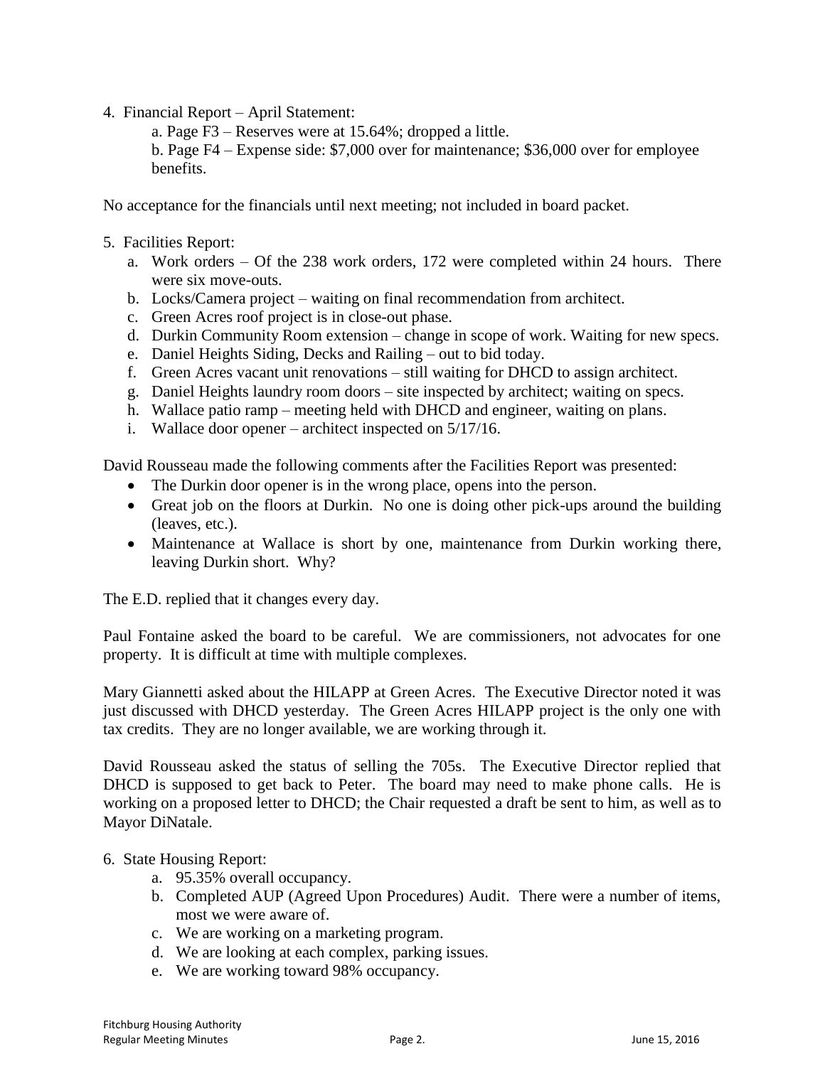4. Financial Report – April Statement:
   a. Page F3 – Reserves were at 15.64%; dropped a little.
   b. Page F4 – Expense side: $7,000 over for maintenance; $36,000 over for employee benefits.

No acceptance for the financials until next meeting; not included in board packet.

5. Facilities Report:
   a. Work orders – Of the 238 work orders, 172 were completed within 24 hours. There were six move-outs.
   b. Locks/Camera project – waiting on final recommendation from architect.
   c. Green Acres roof project is in close-out phase.
   d. Durkin Community Room extension – change in scope of work. Waiting for new specs.
   e. Daniel Heights Siding, Decks and Railing – out to bid today.
   f. Green Acres vacant unit renovations – still waiting for DHCD to assign architect.
   g. Daniel Heights laundry room doors – site inspected by architect; waiting on specs.
   h. Wallace patio ramp – meeting held with DHCD and engineer, waiting on plans.
   i. Wallace door opener – architect inspected on 5/17/16.

David Rousseau made the following comments after the Facilities Report was presented:

- The Durkin door opener is in the wrong place, opens into the person.
- Great job on the floors at Durkin. No one is doing other pick-ups around the building (leaves, etc.).
- Maintenance at Wallace is short by one, maintenance from Durkin working there, leaving Durkin short. Why?

The E.D. replied that it changes every day.

Paul Fontaine asked the board to be careful. We are commissioners, not advocates for one property. It is difficult at time with multiple complexes.

Mary Giannetti asked about the HILAPP at Green Acres. The Executive Director noted it was just discussed with DHCD yesterday. The Green Acres HILAPP project is the only one with tax credits. They are no longer available, we are working through it.

David Rousseau asked the status of selling the 705s. The Executive Director replied that DHCD is supposed to get back to Peter. The board may need to make phone calls. He is working on a proposed letter to DHCD; the Chair requested a draft be sent to him, as well as to Mayor DiNatale.

6. State Housing Report:
   a. 95.35% overall occupancy.
   b. Completed AUP (Agreed Upon Procedures) Audit. There were a number of items, most we were aware of.
   c. We are working on a marketing program.
   d. We are looking at each complex, parking issues.
   e. We are working toward 98% occupancy.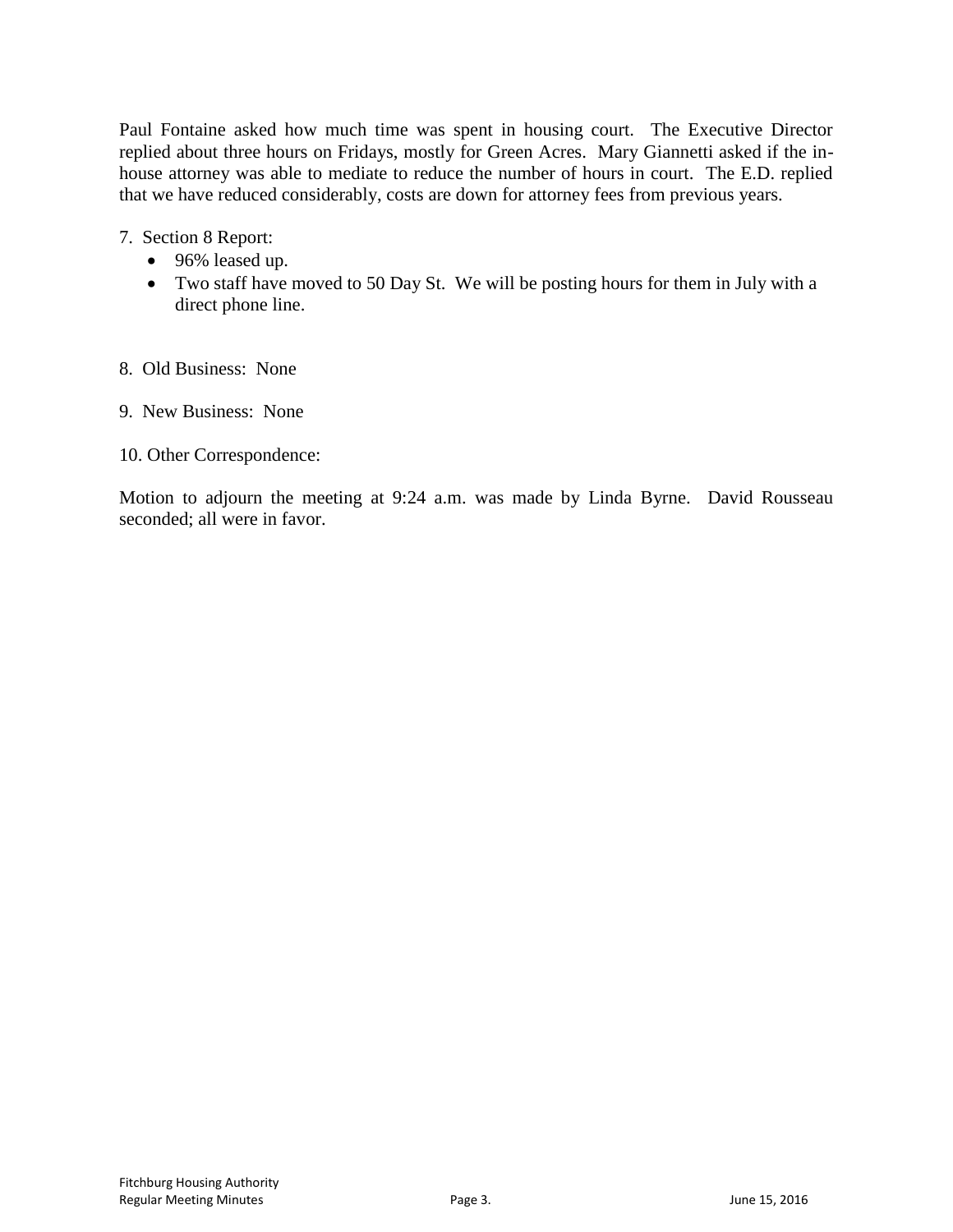Paul Fontaine asked how much time was spent in housing court. The Executive Director replied about three hours on Fridays, mostly for Green Acres. Mary Giannetti asked if the in-house attorney was able to mediate to reduce the number of hours in court. The E.D. replied that we have reduced considerably, costs are down for attorney fees from previous years.

7. Section 8 Report:
   - 96% leased up.
   - Two staff have moved to 50 Day St. We will be posting hours for them in July with a direct phone line.

8. Old Business: None

9. New Business: None

10. Other Correspondence:

Motion to adjourn the meeting at 9:24 a.m. was made by Linda Byrne. David Rousseau seconded; all were in favor.